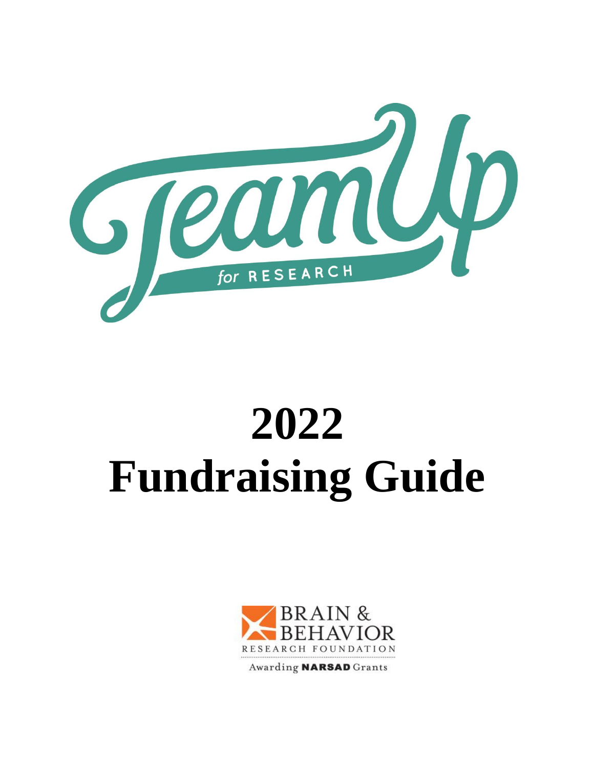TeamUp for RESEARCH

# 2022
# Fundraising Guide

BRAIN & BEHAVIOR RESEARCH FOUNDATION

Awarding **NARSAD** Grants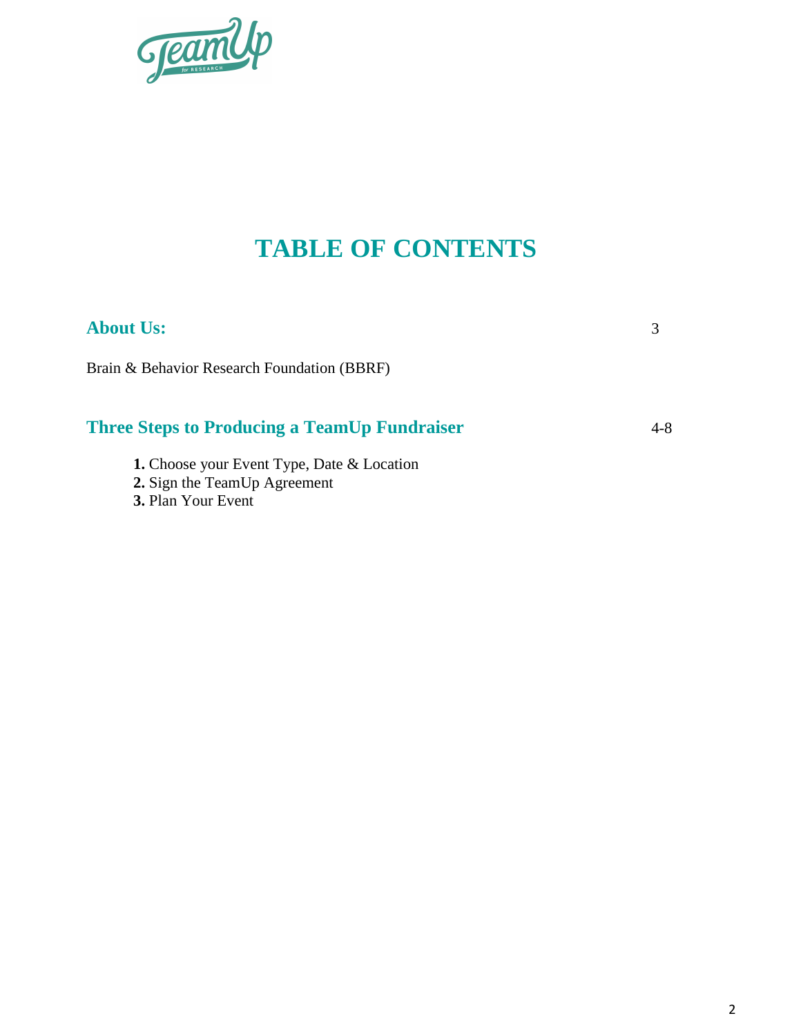# TABLE OF CONTENTS

## About Us: 3

Brain & Behavior Research Foundation (BBRF)

## Three Steps to Producing a TeamUp Fundraiser 4-8

**1.** Choose your Event Type, Date & Location
**2.** Sign the TeamUp Agreement
**3.** Plan Your Event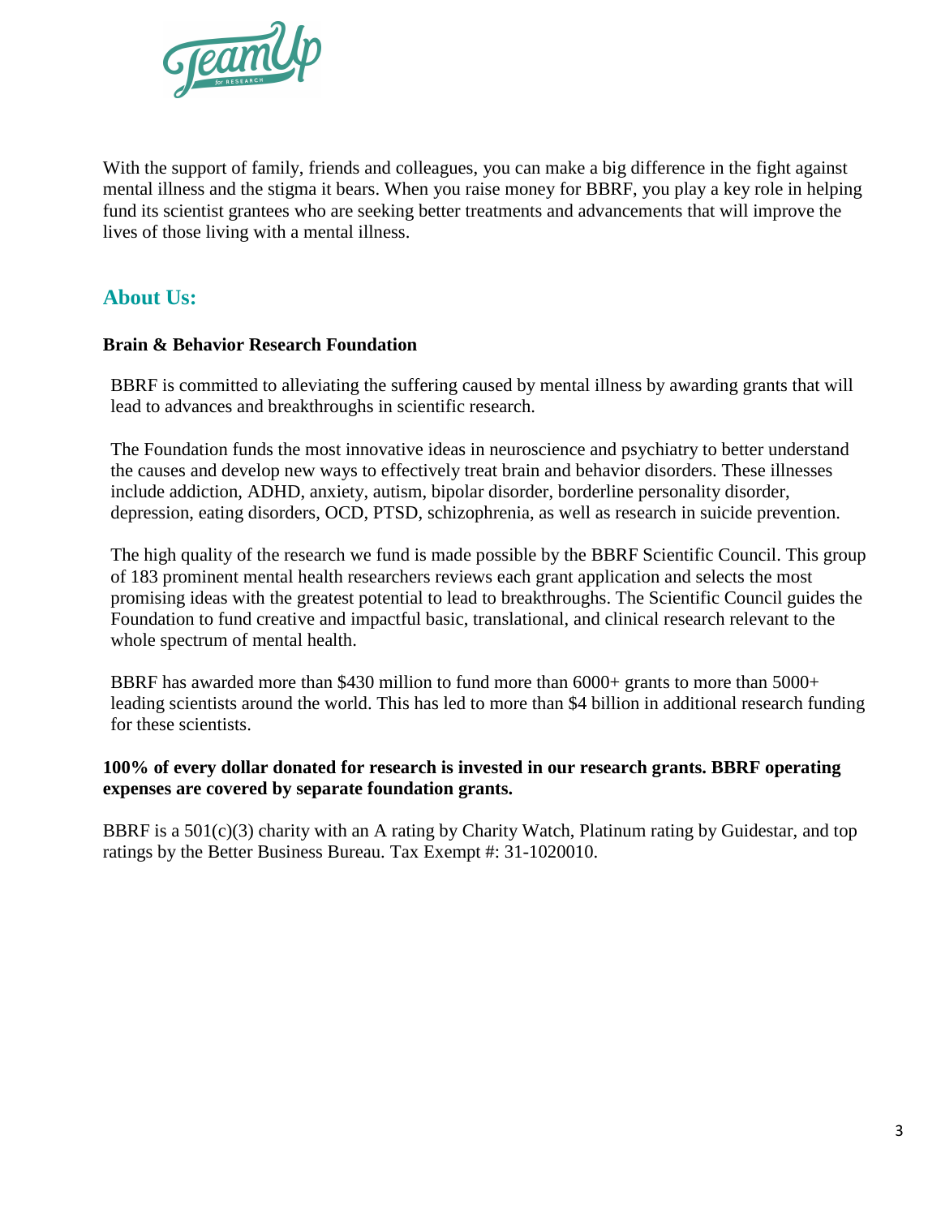With the support of family, friends and colleagues, you can make a big difference in the fight against mental illness and the stigma it bears. When you raise money for BBRF, you play a key role in helping fund its scientist grantees who are seeking better treatments and advancements that will improve the lives of those living with a mental illness.

## About Us:

**Brain & Behavior Research Foundation**

BBRF is committed to alleviating the suffering caused by mental illness by awarding grants that will lead to advances and breakthroughs in scientific research.

The Foundation funds the most innovative ideas in neuroscience and psychiatry to better understand the causes and develop new ways to effectively treat brain and behavior disorders. These illnesses include addiction, ADHD, anxiety, autism, bipolar disorder, borderline personality disorder, depression, eating disorders, OCD, PTSD, schizophrenia, as well as research in suicide prevention.

The high quality of the research we fund is made possible by the BBRF Scientific Council. This group of 183 prominent mental health researchers reviews each grant application and selects the most promising ideas with the greatest potential to lead to breakthroughs. The Scientific Council guides the Foundation to fund creative and impactful basic, translational, and clinical research relevant to the whole spectrum of mental health.

BBRF has awarded more than $430 million to fund more than 6000+ grants to more than 5000+ leading scientists around the world. This has led to more than $4 billion in additional research funding for these scientists.

**100% of every dollar donated for research is invested in our research grants. BBRF operating expenses are covered by separate foundation grants.**

BBRF is a 501(c)(3) charity with an A rating by Charity Watch, Platinum rating by Guidestar, and top ratings by the Better Business Bureau. Tax Exempt #: 31-1020010.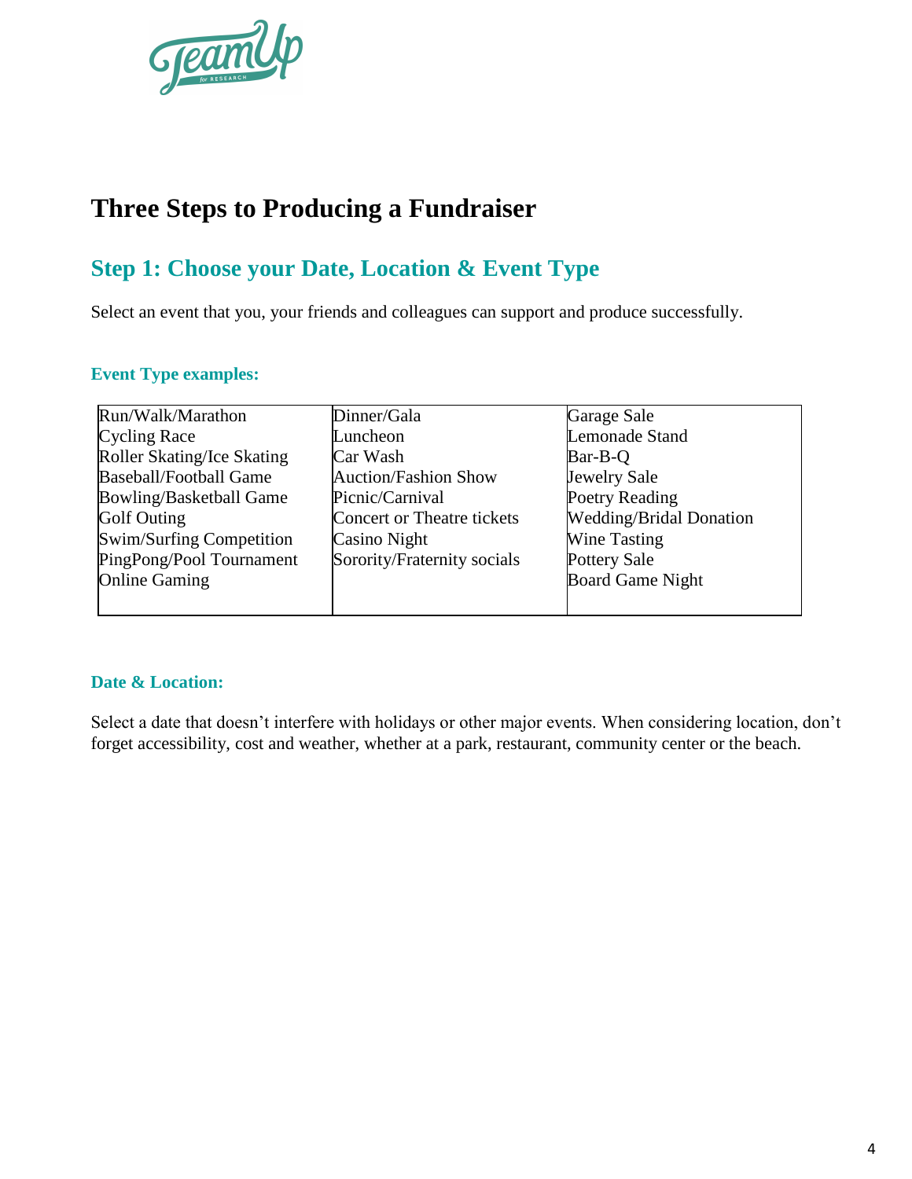# Three Steps to Producing a Fundraiser

## Step 1: Choose your Date, Location & Event Type

Select an event that you, your friends and colleagues can support and produce successfully.

### Event Type examples:

| | | |
|---|---|---|
| Run/Walk/Marathon | Dinner/Gala | Garage Sale |
| Cycling Race | Luncheon | Lemonade Stand |
| Roller Skating/Ice Skating | Car Wash | Bar-B-Q |
| Baseball/Football Game | Auction/Fashion Show | Jewelry Sale |
| Bowling/Basketball Game | Picnic/Carnival | Poetry Reading |
| Golf Outing | Concert or Theatre tickets | Wedding/Bridal Donation |
| Swim/Surfing Competition | Casino Night | Wine Tasting |
| PingPong/Pool Tournament | Sorority/Fraternity socials | Pottery Sale |
| Online Gaming | | Board Game Night |

### Date & Location:

Select a date that doesn't interfere with holidays or other major events. When considering location, don't forget accessibility, cost and weather, whether at a park, restaurant, community center or the beach.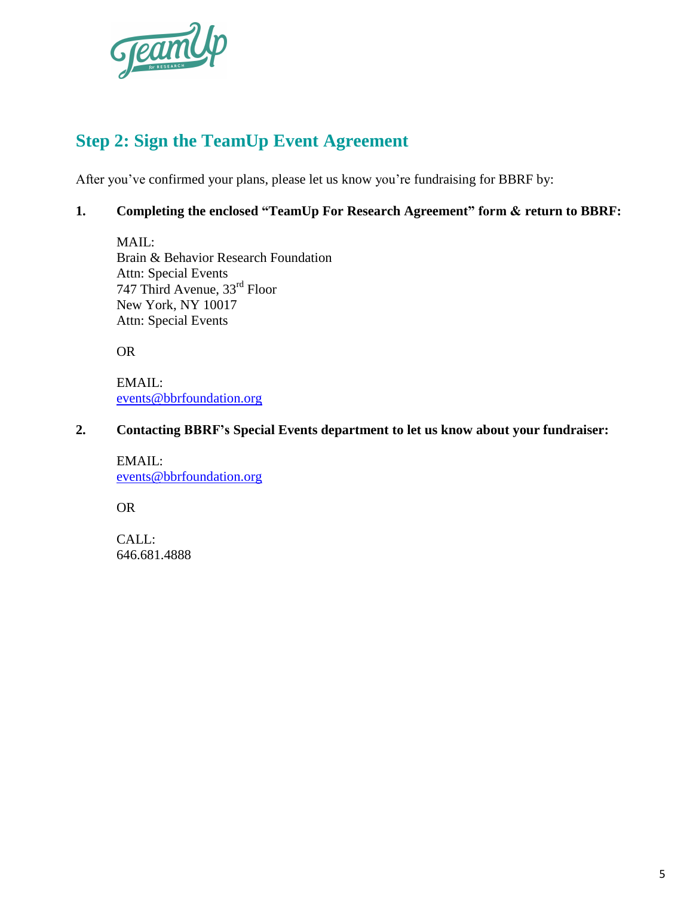## Step 2: Sign the TeamUp Event Agreement

After you've confirmed your plans, please let us know you're fundraising for BBRF by:

**1. Completing the enclosed "TeamUp For Research Agreement" form & return to BBRF:**

MAIL:
Brain & Behavior Research Foundation
Attn: Special Events
747 Third Avenue, 33rd Floor
New York, NY 10017
Attn: Special Events

OR

EMAIL:
events@bbrfoundation.org

**2. Contacting BBRF's Special Events department to let us know about your fundraiser:**

EMAIL:
events@bbrfoundation.org

OR

CALL:
646.681.4888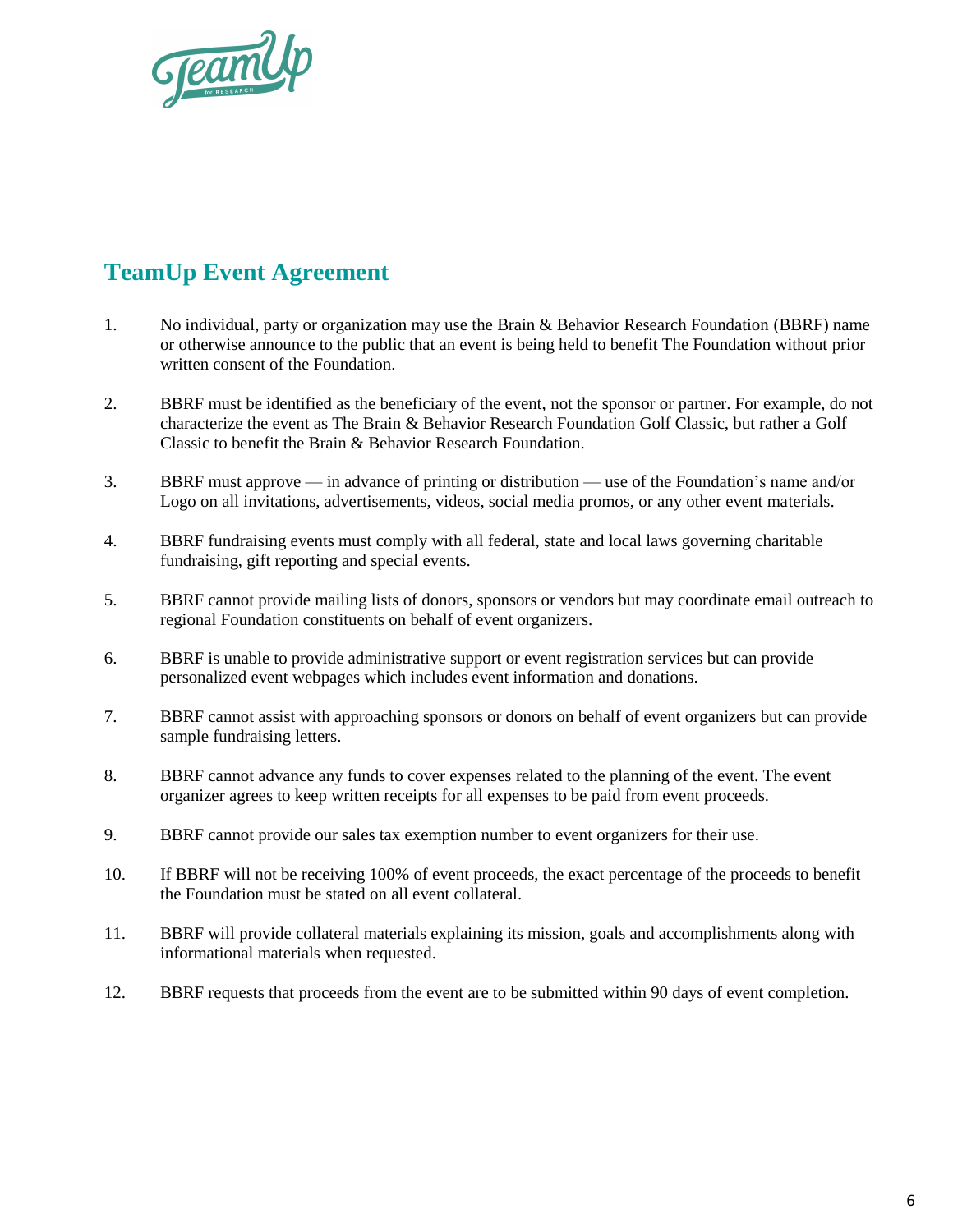## TeamUp Event Agreement

1. No individual, party or organization may use the Brain & Behavior Research Foundation (BBRF) name or otherwise announce to the public that an event is being held to benefit The Foundation without prior written consent of the Foundation.

2. BBRF must be identified as the beneficiary of the event, not the sponsor or partner. For example, do not characterize the event as The Brain & Behavior Research Foundation Golf Classic, but rather a Golf Classic to benefit the Brain & Behavior Research Foundation.

3. BBRF must approve — in advance of printing or distribution — use of the Foundation's name and/or Logo on all invitations, advertisements, videos, social media promos, or any other event materials.

4. BBRF fundraising events must comply with all federal, state and local laws governing charitable fundraising, gift reporting and special events.

5. BBRF cannot provide mailing lists of donors, sponsors or vendors but may coordinate email outreach to regional Foundation constituents on behalf of event organizers.

6. BBRF is unable to provide administrative support or event registration services but can provide personalized event webpages which includes event information and donations.

7. BBRF cannot assist with approaching sponsors or donors on behalf of event organizers but can provide sample fundraising letters.

8. BBRF cannot advance any funds to cover expenses related to the planning of the event. The event organizer agrees to keep written receipts for all expenses to be paid from event proceeds.

9. BBRF cannot provide our sales tax exemption number to event organizers for their use.

10. If BBRF will not be receiving 100% of event proceeds, the exact percentage of the proceeds to benefit the Foundation must be stated on all event collateral.

11. BBRF will provide collateral materials explaining its mission, goals and accomplishments along with informational materials when requested.

12. BBRF requests that proceeds from the event are to be submitted within 90 days of event completion.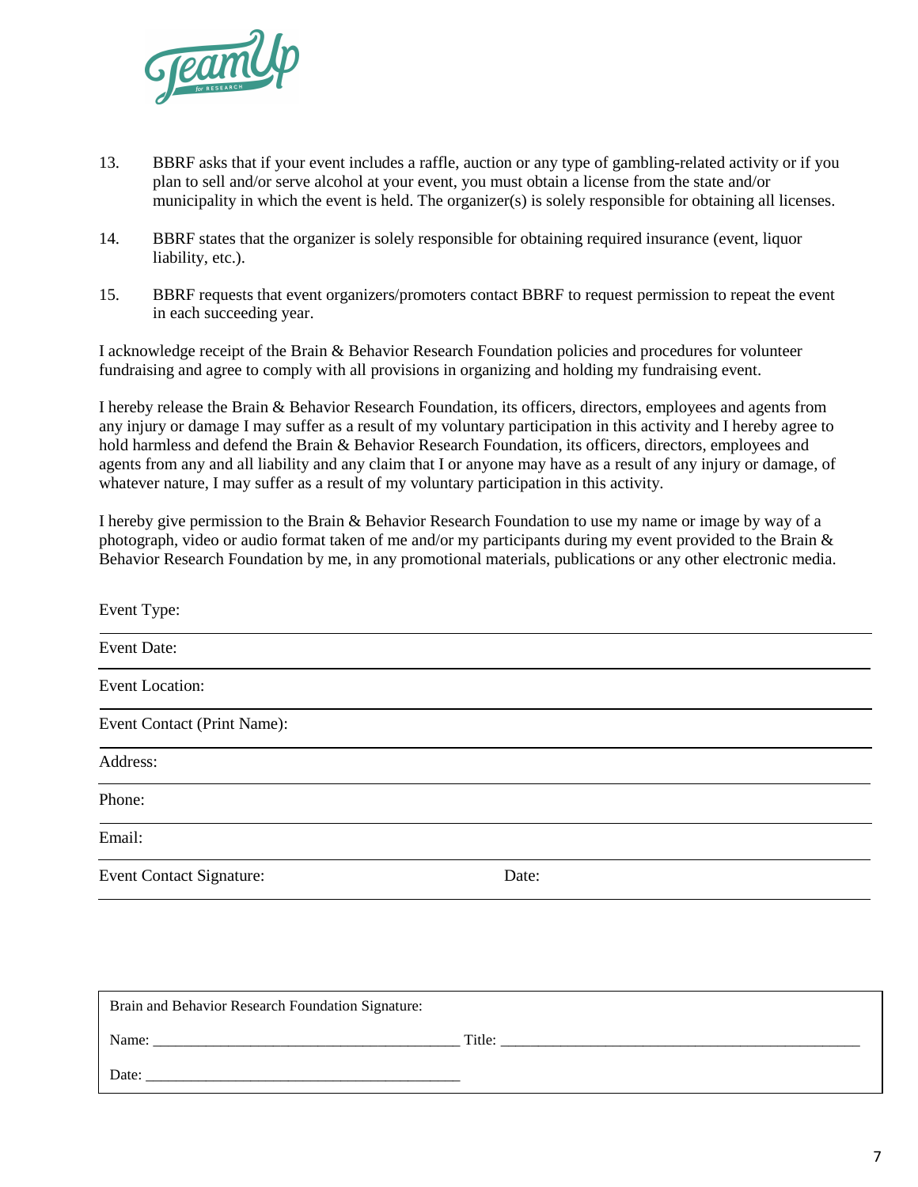13. BBRF asks that if your event includes a raffle, auction or any type of gambling-related activity or if you plan to sell and/or serve alcohol at your event, you must obtain a license from the state and/or municipality in which the event is held. The organizer(s) is solely responsible for obtaining all licenses.

14. BBRF states that the organizer is solely responsible for obtaining required insurance (event, liquor liability, etc.).

15. BBRF requests that event organizers/promoters contact BBRF to request permission to repeat the event in each succeeding year.

I acknowledge receipt of the Brain & Behavior Research Foundation policies and procedures for volunteer fundraising and agree to comply with all provisions in organizing and holding my fundraising event.

I hereby release the Brain & Behavior Research Foundation, its officers, directors, employees and agents from any injury or damage I may suffer as a result of my voluntary participation in this activity and I hereby agree to hold harmless and defend the Brain & Behavior Research Foundation, its officers, directors, employees and agents from any and all liability and any claim that I or anyone may have as a result of any injury or damage, of whatever nature, I may suffer as a result of my voluntary participation in this activity.

I hereby give permission to the Brain & Behavior Research Foundation to use my name or image by way of a photograph, video or audio format taken of me and/or my participants during my event provided to the Brain & Behavior Research Foundation by me, in any promotional materials, publications or any other electronic media.

Event Type: ______________________________

Event Date: ______________________________

Event Location: ______________________________

Event Contact (Print Name): ______________________________

Address: ______________________________

Phone: ______________________________

Email: ______________________________

Event Contact Signature: ______________________________ Date: ______________

Brain and Behavior Research Foundation Signature:

Name: ______________________________ Title: ______________________________

Date: ______________________________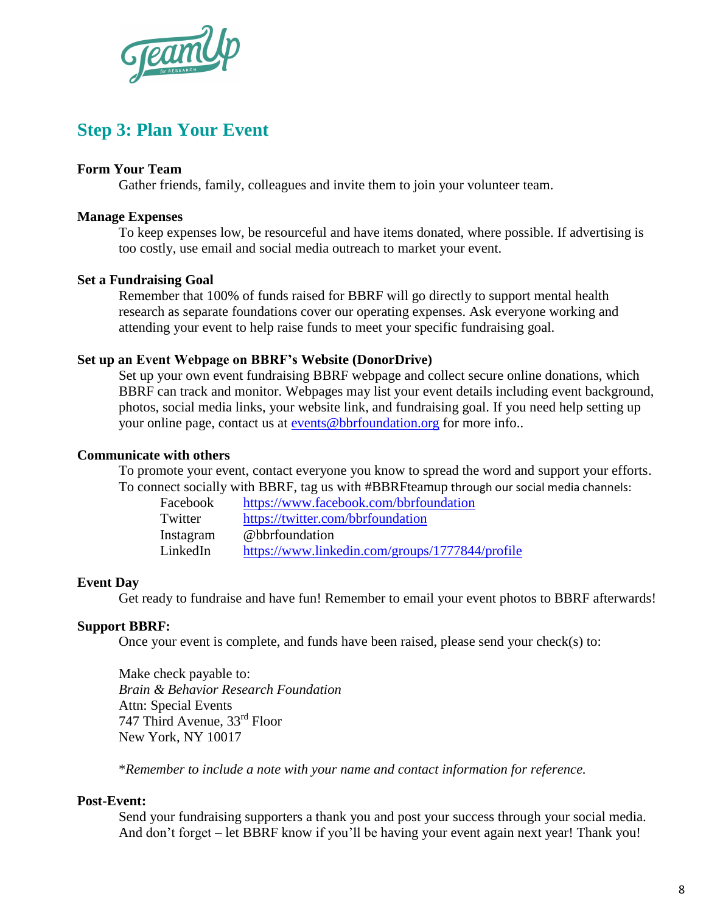## Step 3: Plan Your Event

**Form Your Team**

Gather friends, family, colleagues and invite them to join your volunteer team.

**Manage Expenses**

To keep expenses low, be resourceful and have items donated, where possible. If advertising is too costly, use email and social media outreach to market your event.

**Set a Fundraising Goal**

Remember that 100% of funds raised for BBRF will go directly to support mental health research as separate foundations cover our operating expenses. Ask everyone working and attending your event to help raise funds to meet your specific fundraising goal.

**Set up an Event Webpage on BBRF's Website (DonorDrive)**

Set up your own event fundraising BBRF webpage and collect secure online donations, which BBRF can track and monitor. Webpages may list your event details including event background, photos, social media links, your website link, and fundraising goal. If you need help setting up your online page, contact us at events@bbrfoundation.org for more info..

**Communicate with others**

To promote your event, contact everyone you know to spread the word and support your efforts. To connect socially with BBRF, tag us with #BBRFteamup through our social media channels:

| | |
|---|---|
| Facebook | https://www.facebook.com/bbrfoundation |
| Twitter | https://twitter.com/bbrfoundation |
| Instagram | @bbrfoundation |
| LinkedIn | https://www.linkedin.com/groups/1777844/profile |

**Event Day**

Get ready to fundraise and have fun! Remember to email your event photos to BBRF afterwards!

**Support BBRF:**

Once your event is complete, and funds have been raised, please send your check(s) to:

Make check payable to:
*Brain & Behavior Research Foundation*
Attn: Special Events
747 Third Avenue, 33rd Floor
New York, NY 10017

\**Remember to include a note with your name and contact information for reference.*

**Post-Event:**

Send your fundraising supporters a thank you and post your success through your social media. And don't forget – let BBRF know if you'll be having your event again next year! Thank you!